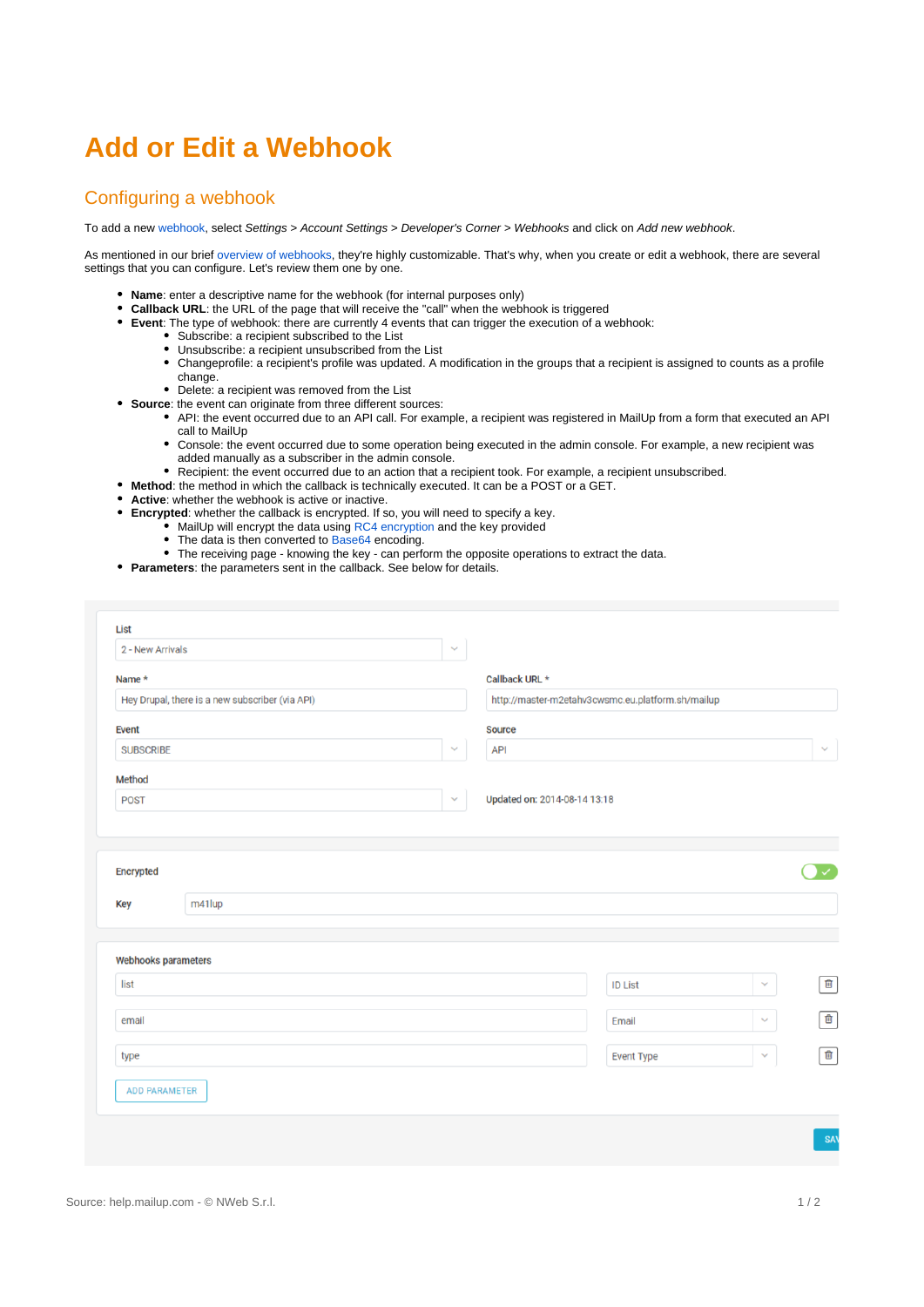# Add or Edit a Webhook

## Configuring a webhook

To add a new webhook, select *Settings > Account Settings > Developer's Corner > Webhooks* and click on *Add new webhook*.

As mentioned in our brief overview of webhooks, they're highly customizable. That's why, when you create or edit a webhook, there are several settings that you can configure. Let's review them one by one.

- **Name**: enter a descriptive name for the webhook (for internal purposes only)
- **Callback URL**: the URL of the page that will receive the "call" when the webhook is triggered
- **Event**: The type of webhook: there are currently 4 events that can trigger the execution of a webhook:
  - Subscribe: a recipient subscribed to the List
  - Unsubscribe: a recipient unsubscribed from the List
  - Changeprofile: a recipient's profile was updated. A modification in the groups that a recipient is assigned to counts as a profile change.
  - Delete: a recipient was removed from the List
- **Source**: the event can originate from three different sources:
  - API: the event occurred due to an API call. For example, a recipient was registered in MailUp from a form that executed an API call to MailUp
  - Console: the event occurred due to some operation being executed in the admin console. For example, a new recipient was added manually as a subscriber in the admin console.
  - Recipient: the event occurred due to an action that a recipient took. For example, a recipient unsubscribed.
- **Method**: the method in which the callback is technically executed. It can be a POST or a GET.
- **Active**: whether the webhook is active or inactive.
- **Encrypted**: whether the callback is encrypted. If so, you will need to specify a key.
  - MailUp will encrypt the data using RC4 encryption and the key provided
  - The data is then converted to Base64 encoding.
  - The receiving page - knowing the key - can perform the opposite operations to extract the data.
- **Parameters**: the parameters sent in the callback. See below for details.

List: 2 - New Arrivals

Name *: Hey Drupal, there is a new subscriber (via API)

Callback URL *: http://master-m2etahv3cwsmc.eu.platform.sh/mailup

Event: SUBSCRIBE

Source: API

Method: POST

Updated on: 2014-08-14 13:18

Encrypted

Key: m41lup

Webhooks parameters

| | |
|---|---|
| list | ID List |
| email | Email |
| type | Event Type |

ADD PARAMETER

SAV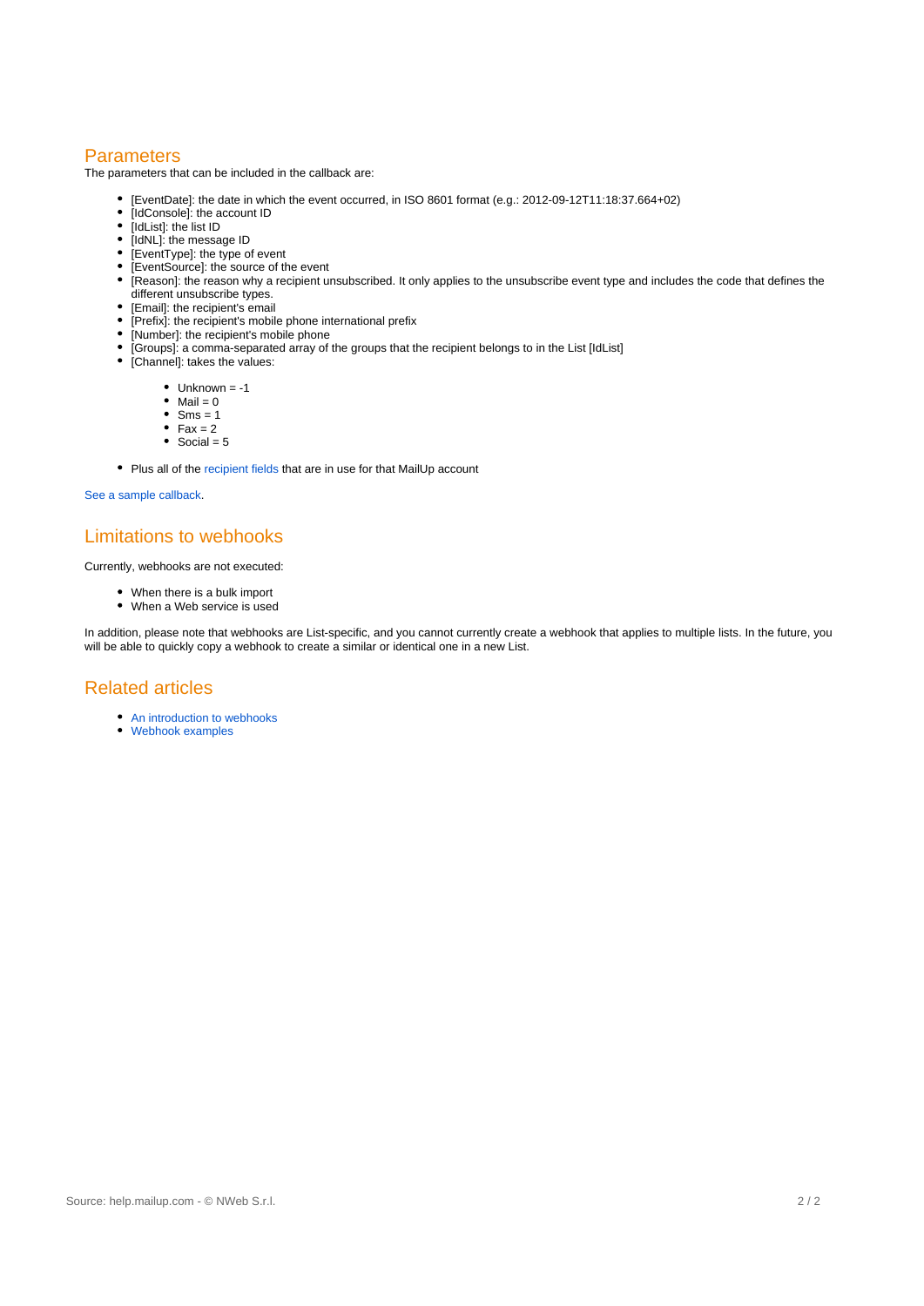## Parameters

The parameters that can be included in the callback are:

- [EventDate]: the date in which the event occurred, in ISO 8601 format (e.g.: 2012-09-12T11:18:37.664+02)
- [IdConsole]: the account ID
- [IdList]: the list ID
- [IdNL]: the message ID
- [EventType]: the type of event
- [EventSource]: the source of the event
- [Reason]: the reason why a recipient unsubscribed. It only applies to the unsubscribe event type and includes the code that defines the different unsubscribe types.
- [Email]: the recipient's email
- [Prefix]: the recipient's mobile phone international prefix
- [Number]: the recipient's mobile phone
- [Groups]: a comma-separated array of the groups that the recipient belongs to in the List [IdList]
- [Channel]: takes the values:
    - Unknown = -1
    - Mail = 0
    - Sms = 1
    - Fax = 2
    - Social = 5
- Plus all of the recipient fields that are in use for that MailUp account

See a sample callback.

## Limitations to webhooks

Currently, webhooks are not executed:

- When there is a bulk import
- When a Web service is used

In addition, please note that webhooks are List-specific, and you cannot currently create a webhook that applies to multiple lists. In the future, you will be able to quickly copy a webhook to create a similar or identical one in a new List.

## Related articles

- An introduction to webhooks
- Webhook examples